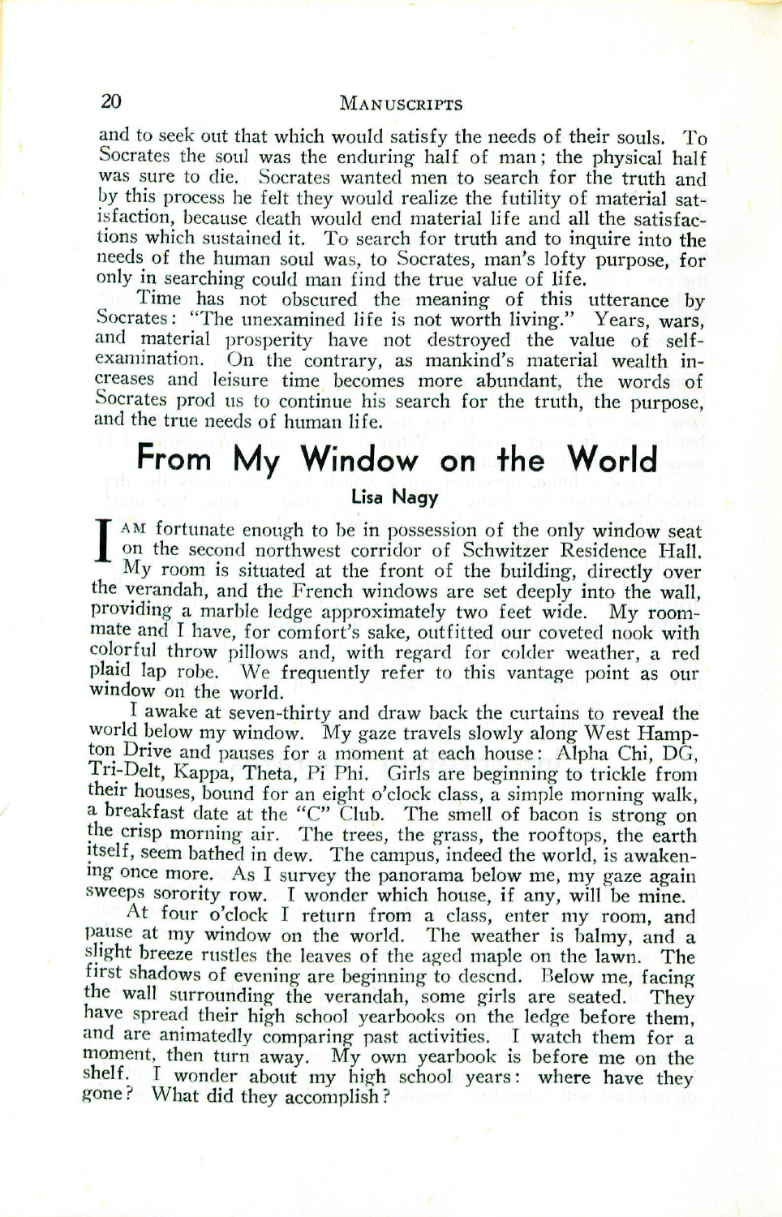and to seek out that which would satisfy the needs of their souls. To Socrates the soul was the enduring half of man; the physical half was sure to die. Socrates wanted men to search for the truth and by this process he felt they would realize the futility of material satisfaction, because death would end material life and all the satisfactions which sustained it. To search for truth and to inquire into the needs of the human soul was, to Socrates, man's lofty purpose, for only in searching could man find the true value of life.

Time has not obscured the meaning of this utterance by Socrates: "The unexamined life is not worth living." Years, wars, and material prosperity have not destroyed the value of self-examination. On the contrary, as mankind's material wealth increases and leisure time becomes more abundant, the words of Socrates prod us to continue his search for the truth, the purpose, and the true needs of human life.

## From My Window on the World

**Lisa Nagy**

I AM fortunate enough to be in possession of the only window seat on the second northwest corridor of Schwitzer Residence Hall. My room is situated at the front of the building, directly over the verandah, and the French windows are set deeply into the wall, providing a marble ledge approximately two feet wide. My roommate and I have, for comfort's sake, outfitted our coveted nook with colorful throw pillows and, with regard for colder weather, a red plaid lap robe. We frequently refer to this vantage point as our window on the world.

I awake at seven-thirty and draw back the curtains to reveal the world below my window. My gaze travels slowly along West Hampton Drive and pauses for a moment at each house: Alpha Chi, DG, Tri-Delt, Kappa, Theta, Pi Phi. Girls are beginning to trickle from their houses, bound for an eight o'clock class, a simple morning walk, a breakfast date at the "C" Club. The smell of bacon is strong on the crisp morning air. The trees, the grass, the rooftops, the earth itself, seem bathed in dew. The campus, indeed the world, is awakening once more. As I survey the panorama below me, my gaze again sweeps sorority row. I wonder which house, if any, will be mine.

At four o'clock I return from a class, enter my room, and pause at my window on the world. The weather is balmy, and a slight breeze rustles the leaves of the aged maple on the lawn. The first shadows of evening are beginning to descnd. Below me, facing the wall surrounding the verandah, some girls are seated. They have spread their high school yearbooks on the ledge before them, and are animatedly comparing past activities. I watch them for a moment, then turn away. My own yearbook is before me on the shelf. I wonder about my high school years: where have they gone? What did they accomplish?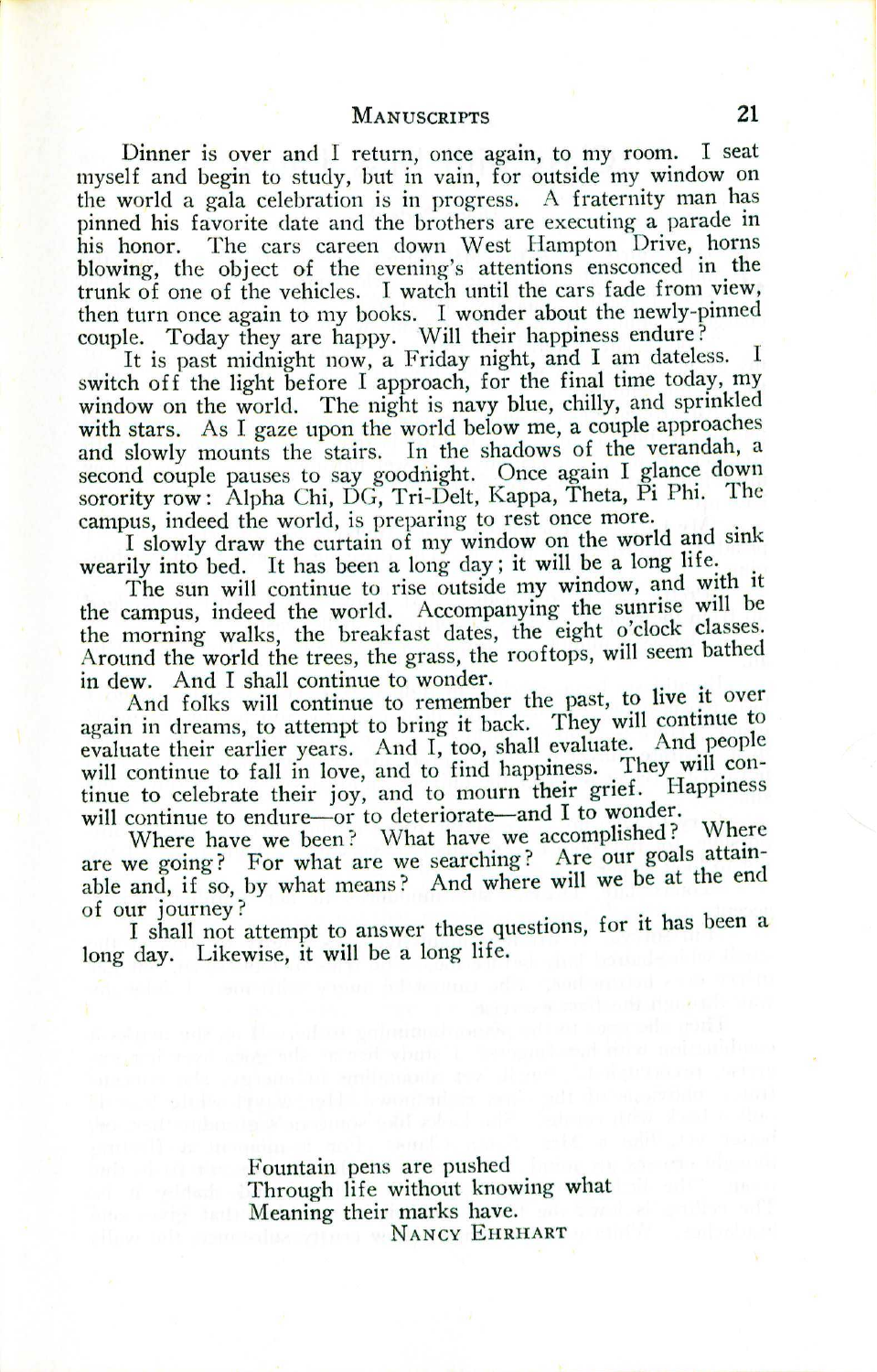Dinner is over and I return, once again, to my room. I seat myself and begin to study, but in vain, for outside my window on the world a gala celebration is in progress. A fraternity man has pinned his favorite date and the brothers are executing a parade in his honor. The cars careen down West Hampton Drive, horns blowing, the object of the evening's attentions ensconced in the trunk of one of the vehicles. I watch until the cars fade from view, then turn once again to my books. I wonder about the newly-pinned couple. Today they are happy. Will their happiness endure?

It is past midnight now, a Friday night, and I am dateless. I switch off the light before I approach, for the final time today, my window on the world. The night is navy blue, chilly, and sprinkled with stars. As I gaze upon the world below me, a couple approaches and slowly mounts the stairs. In the shadows of the verandah, a second couple pauses to say goodnight. Once again I glance down sorority row: Alpha Chi, DG, Tri-Delt, Kappa, Theta, Pi Phi. The campus, indeed the world, is preparing to rest once more.

I slowly draw the curtain of my window on the world and sink wearily into bed. It has been a long day; it will be a long life.

The sun will continue to rise outside my window, and with it the campus, indeed the world. Accompanying the sunrise will be the morning walks, the breakfast dates, the eight o'clock classes. Around the world the trees, the grass, the rooftops, will seem bathed in dew. And I shall continue to wonder.

And folks will continue to remember the past, to live it over again in dreams, to attempt to bring it back. They will continue to evaluate their earlier years. And I, too, shall evaluate. And people will continue to fall in love, and to find happiness. They will continue to celebrate their joy, and to mourn their grief. Happiness will continue to endure—or to deteriorate—and I to wonder.

Where have we been? What have we accomplished? Where are we going? For what are we searching? Are our goals attainable and, if so, by what means? And where will we be at the end of our journey?

I shall not attempt to answer these questions, for it has been a long day. Likewise, it will be a long life.

Fountain pens are pushed
Through life without knowing what
Meaning their marks have.

NANCY EHRHART